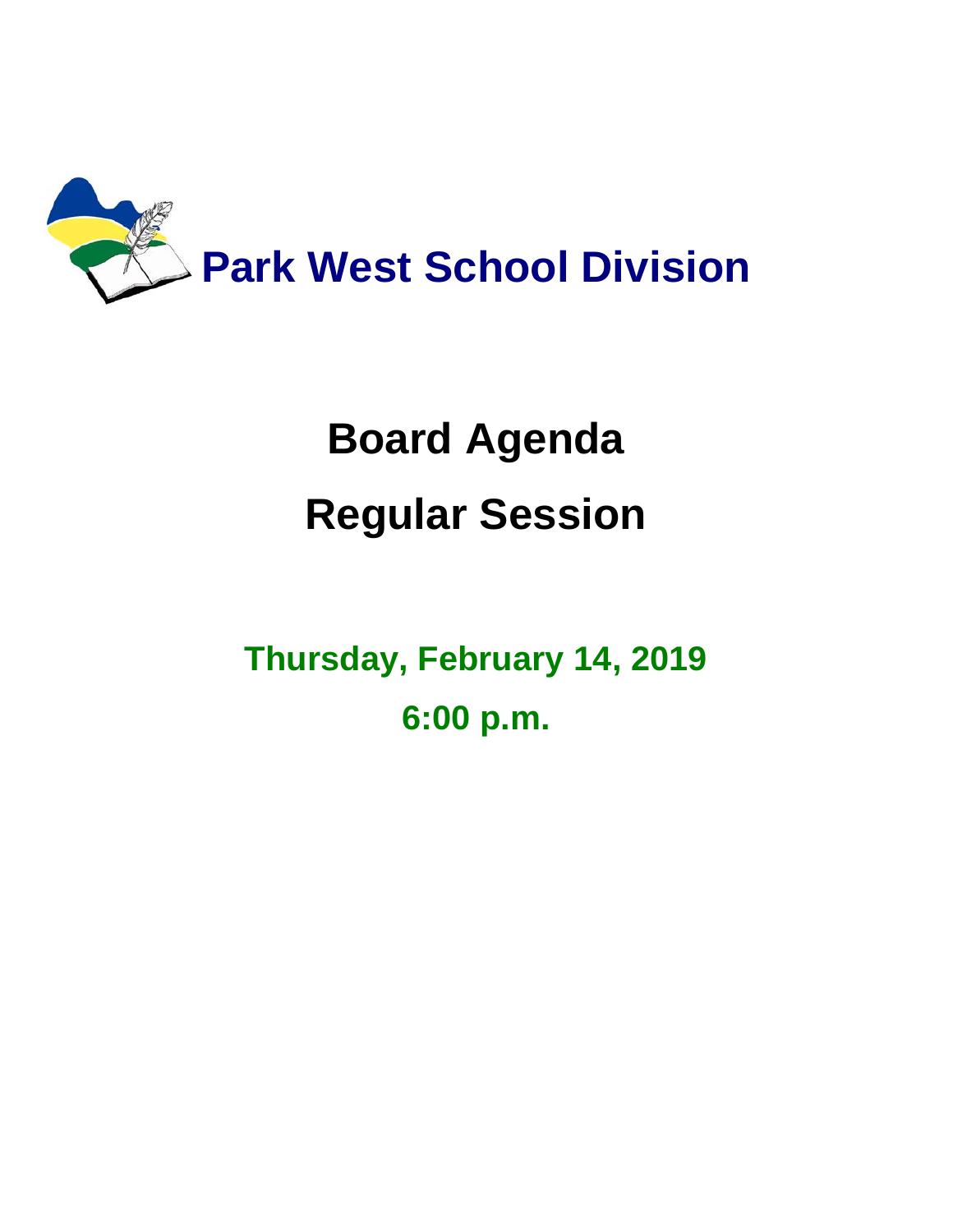# Park West School Division

# Board Agenda

# Regular Session

**Thursday, February 14, 2019**

**6:00 p.m.**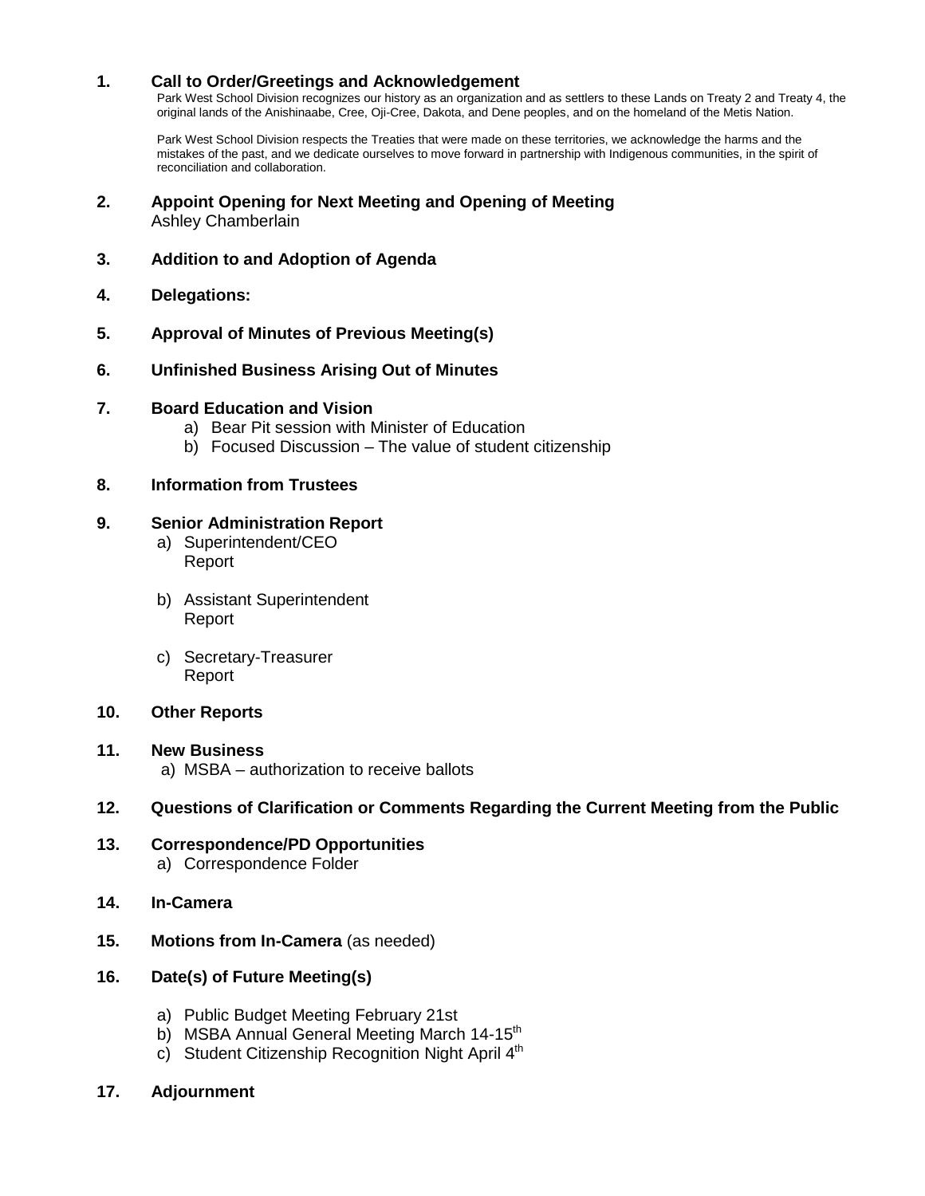**1. Call to Order/Greetings and Acknowledgement**

Park West School Division recognizes our history as an organization and as settlers to these Lands on Treaty 2 and Treaty 4, the original lands of the Anishinaabe, Cree, Oji-Cree, Dakota, and Dene peoples, and on the homeland of the Metis Nation.

Park West School Division respects the Treaties that were made on these territories, we acknowledge the harms and the mistakes of the past, and we dedicate ourselves to move forward in partnership with Indigenous communities, in the spirit of reconciliation and collaboration.

**2. Appoint Opening for Next Meeting and Opening of Meeting**

Ashley Chamberlain

**3. Addition to and Adoption of Agenda**

**4. Delegations:**

**5. Approval of Minutes of Previous Meeting(s)**

**6. Unfinished Business Arising Out of Minutes**

**7. Board Education and Vision**

a) Bear Pit session with Minister of Education
b) Focused Discussion – The value of student citizenship

**8. Information from Trustees**

**9. Senior Administration Report**

a) Superintendent/CEO Report

b) Assistant Superintendent Report

c) Secretary-Treasurer Report

**10. Other Reports**

**11. New Business**

a) MSBA – authorization to receive ballots

**12. Questions of Clarification or Comments Regarding the Current Meeting from the Public**

**13. Correspondence/PD Opportunities**

a) Correspondence Folder

**14. In-Camera**

**15. Motions from In-Camera** (as needed)

**16. Date(s) of Future Meeting(s)**

a) Public Budget Meeting February 21st
b) MSBA Annual General Meeting March 14-15th
c) Student Citizenship Recognition Night April 4th

**17. Adjournment**